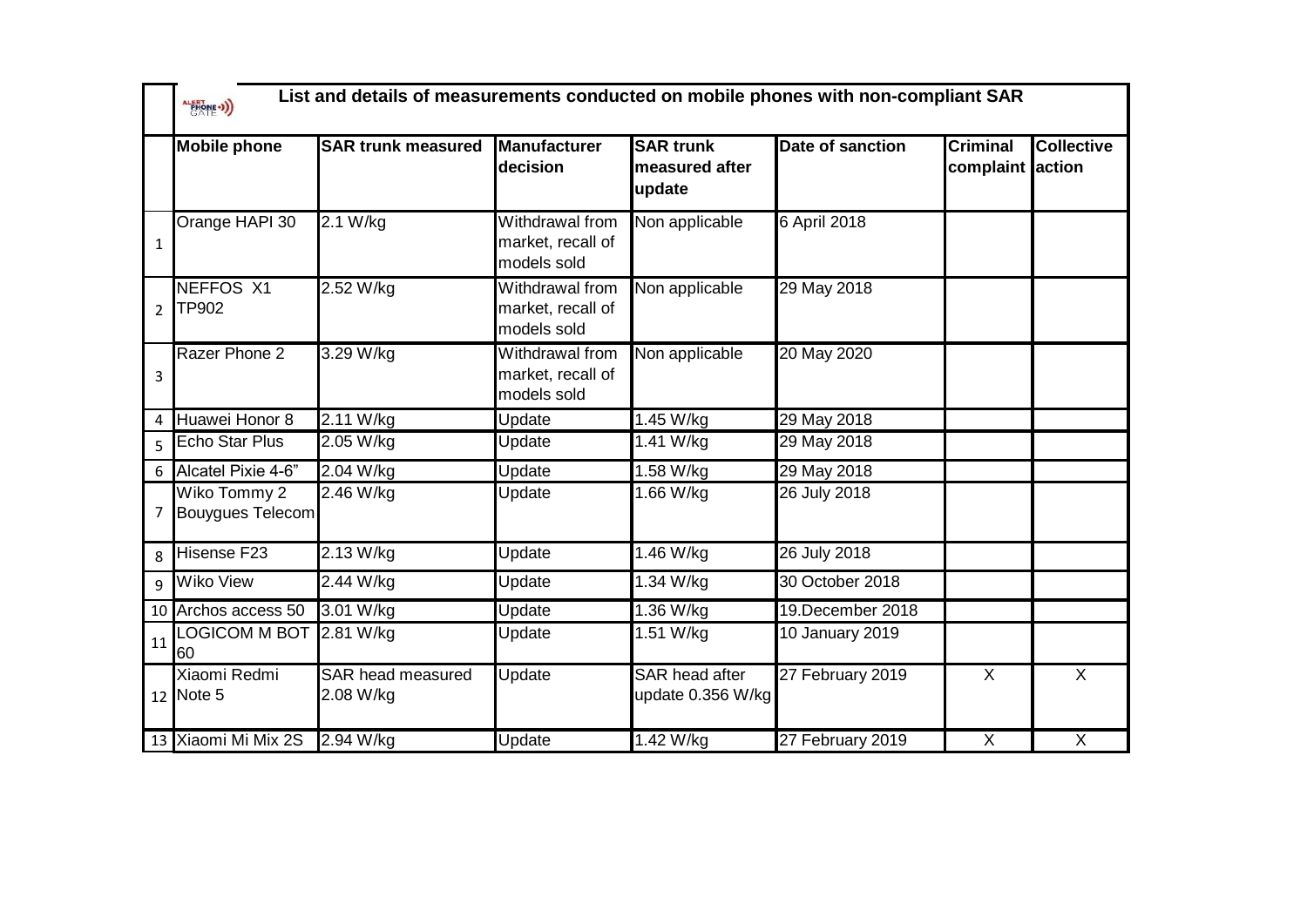**List and details of measurements conducted on mobile phones with non-compliant SAR**

| | Mobile phone | SAR trunk measured | Manufacturer decision | SAR trunk measured after update | Date of sanction | Criminal complaint | Collective action |
|---|---|---|---|---|---|---|---|
| 1 | Orange HAPI 30 | 2.1 W/kg | Withdrawal from market, recall of models sold | Non applicable | 6 April 2018 | | |
| 2 | NEFFOS X1 TP902 | 2.52 W/kg | Withdrawal from market, recall of models sold | Non applicable | 29 May 2018 | | |
| 3 | Razer Phone 2 | 3.29 W/kg | Withdrawal from market, recall of models sold | Non applicable | 20 May 2020 | | |
| 4 | Huawei Honor 8 | 2.11 W/kg | Update | 1.45 W/kg | 29 May 2018 | | |
| 5 | Echo Star Plus | 2.05 W/kg | Update | 1.41 W/kg | 29 May 2018 | | |
| 6 | Alcatel Pixie 4-6” | 2.04 W/kg | Update | 1.58 W/kg | 29 May 2018 | | |
| 7 | Wiko Tommy 2 Bouygues Telecom | 2.46 W/kg | Update | 1.66 W/kg | 26 July 2018 | | |
| 8 | Hisense F23 | 2.13 W/kg | Update | 1.46 W/kg | 26 July 2018 | | |
| 9 | Wiko View | 2.44 W/kg | Update | 1.34 W/kg | 30 October 2018 | | |
| 10 | Archos access 50 | 3.01 W/kg | Update | 1.36 W/kg | 19.December 2018 | | |
| 11 | LOGICOM M BOT 60 | 2.81 W/kg | Update | 1.51 W/kg | 10 January 2019 | | |
| 12 | Xiaomi Redmi Note 5 | SAR head measured 2.08 W/kg | Update | SAR head after update 0.356 W/kg | 27 February 2019 | X | X |
| 13 | Xiaomi Mi Mix 2S | 2.94 W/kg | Update | 1.42 W/kg | 27 February 2019 | X | X |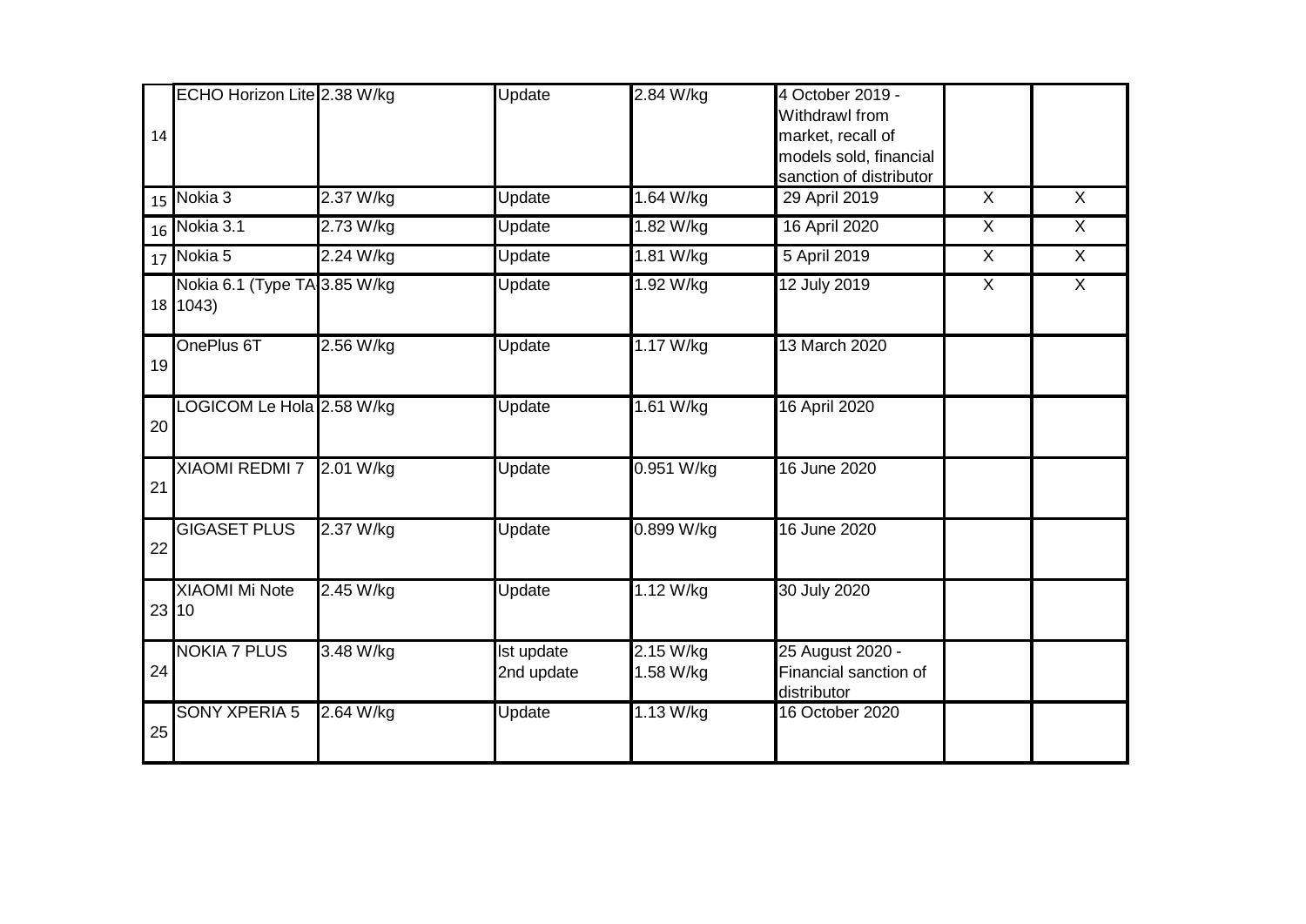| | | | | | | | |
|---|---|---|---|---|---|---|---|
| 14 | ECHO Horizon Lite | 2.38 W/kg | Update | 2.84 W/kg | 4 October 2019 - Withdrawl from market, recall of models sold, financial sanction of distributor | | |
| 15 | Nokia 3 | 2.37 W/kg | Update | 1.64 W/kg | 29 April 2019 | X | X |
| 16 | Nokia 3.1 | 2.73 W/kg | Update | 1.82 W/kg | 16 April 2020 | X | X |
| 17 | Nokia 5 | 2.24 W/kg | Update | 1.81 W/kg | 5 April 2019 | X | X |
| 18 | Nokia 6.1 (Type TA 1043) | 3.85 W/kg | Update | 1.92 W/kg | 12 July 2019 | X | X |
| 19 | OnePlus 6T | 2.56 W/kg | Update | 1.17 W/kg | 13 March 2020 | | |
| 20 | LOGICOM Le Hola | 2.58 W/kg | Update | 1.61 W/kg | 16 April 2020 | | |
| 21 | XIAOMI REDMI 7 | 2.01 W/kg | Update | 0.951 W/kg | 16 June 2020 | | |
| 22 | GIGASET PLUS | 2.37 W/kg | Update | 0.899 W/kg | 16 June 2020 | | |
| 23 | XIAOMI Mi Note 10 | 2.45 W/kg | Update | 1.12 W/kg | 30 July 2020 | | |
| 24 | NOKIA 7 PLUS | 3.48 W/kg | Ist update<br>2nd update | 2.15 W/kg<br>1.58 W/kg | 25 August 2020 - Financial sanction of distributor | | |
| 25 | SONY XPERIA 5 | 2.64 W/kg | Update | 1.13 W/kg | 16 October 2020 | | |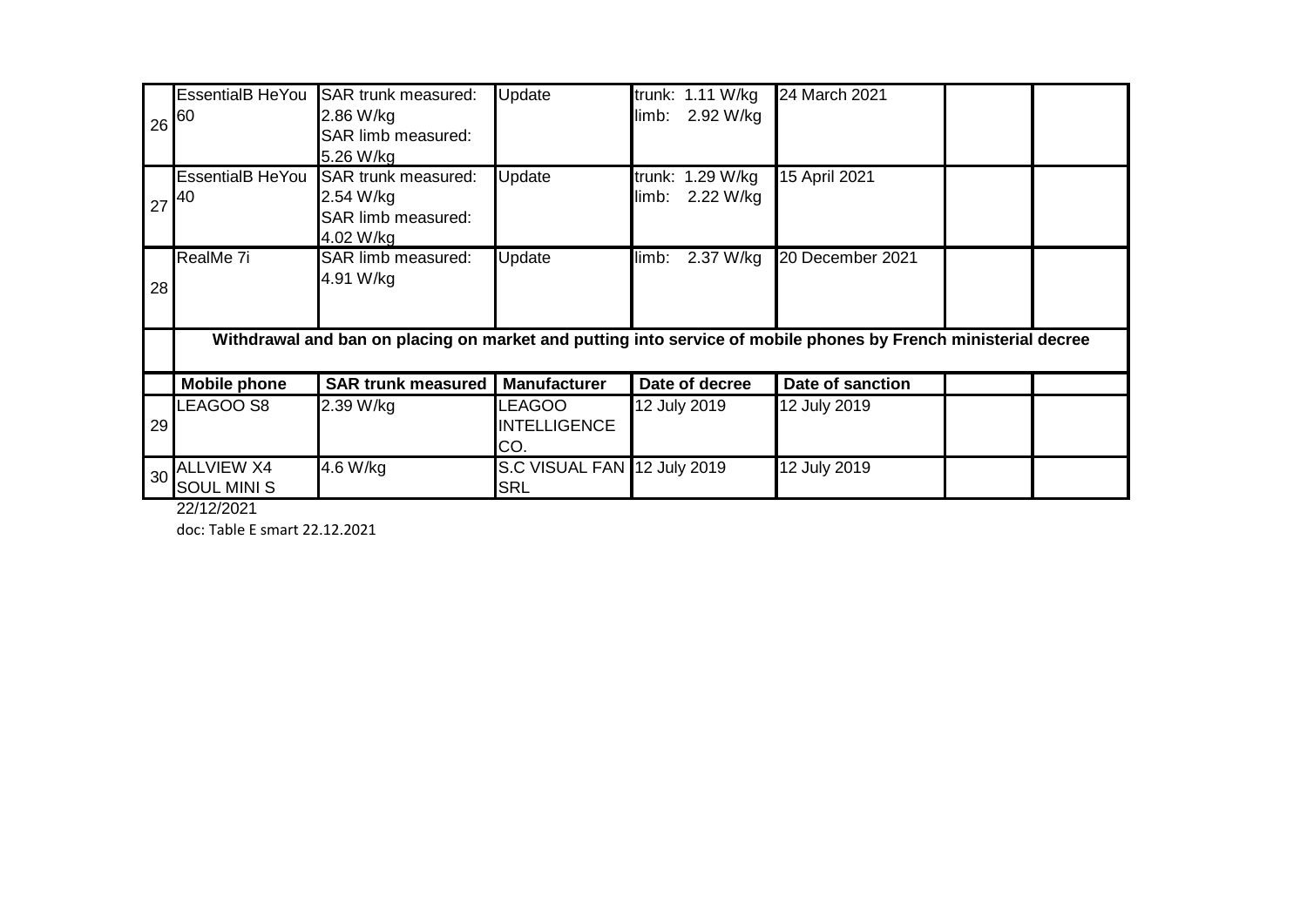| | | | | | | | |
|---|---|---|---|---|---|---|---|
| 26 | EssentialB HeYou 60 | SAR trunk measured: 2.86 W/kg SAR limb measured: 5.26 W/kg | Update | trunk: 1.11 W/kg limb: 2.92 W/kg | 24 March 2021 | | |
| 27 | EssentialB HeYou 40 | SAR trunk measured: 2.54 W/kg SAR limb measured: 4.02 W/kg | Update | trunk: 1.29 W/kg limb: 2.22 W/kg | 15 April 2021 | | |
| 28 | RealMe 7i | SAR limb measured: 4.91 W/kg | Update | limb: 2.37 W/kg | 20 December 2021 | | |
| | **Withdrawal and ban on placing on market and putting into service of mobile phones by French ministerial decree** | | | | | | |
| | **Mobile phone** | **SAR trunk measured** | **Manufacturer** | **Date of decree** | **Date of sanction** | | |
| 29 | LEAGOO S8 | 2.39 W/kg | LEAGOO INTELLIGENCE CO. | 12 July 2019 | 12 July 2019 | | |
| 30 | ALLVIEW X4 SOUL MINI S | 4.6 W/kg | S.C VISUAL FAN SRL | 12 July 2019 | 12 July 2019 | | |

22/12/2021

doc: Table E smart 22.12.2021